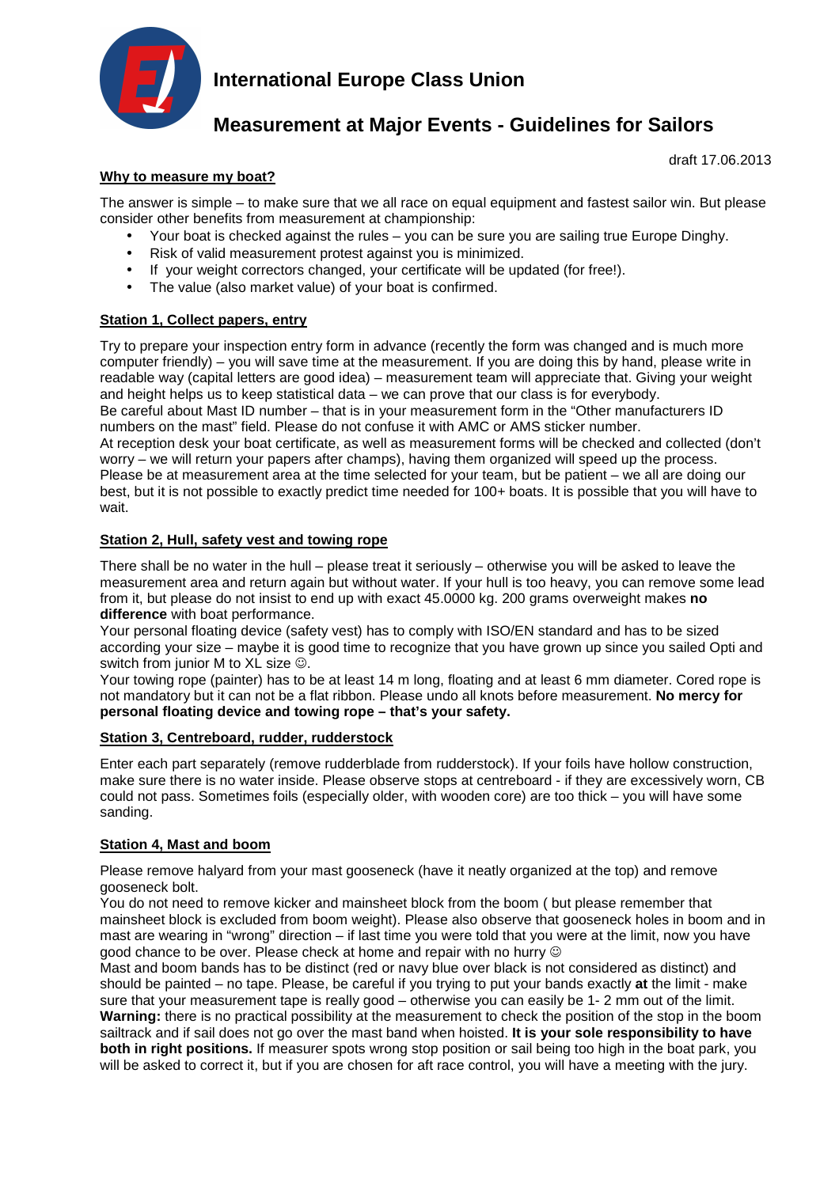# International Europe Class Union

## Measurement at Major Events - Guidelines for Sailors

draft 17.06.2013

### Why to measure my boat?

The answer is simple – to make sure that we all race on equal equipment and fastest sailor win. But please consider other benefits from measurement at championship:

- Your boat is checked against the rules – you can be sure you are sailing true Europe Dinghy.
- Risk of valid measurement protest against you is minimized.
- If your weight correctors changed, your certificate will be updated (for free!).
- The value (also market value) of your boat is confirmed.

### Station 1, Collect papers, entry

Try to prepare your inspection entry form in advance (recently the form was changed and is much more computer friendly) – you will save time at the measurement. If you are doing this by hand, please write in readable way (capital letters are good idea) – measurement team will appreciate that. Giving your weight and height helps us to keep statistical data – we can prove that our class is for everybody.
Be careful about Mast ID number – that is in your measurement form in the "Other manufacturers ID numbers on the mast" field. Please do not confuse it with AMC or AMS sticker number.
At reception desk your boat certificate, as well as measurement forms will be checked and collected (don't worry – we will return your papers after champs), having them organized will speed up the process.
Please be at measurement area at the time selected for your team, but be patient – we all are doing our best, but it is not possible to exactly predict time needed for 100+ boats. It is possible that you will have to wait.

### Station 2, Hull, safety vest and towing rope

There shall be no water in the hull – please treat it seriously – otherwise you will be asked to leave the measurement area and return again but without water. If your hull is too heavy, you can remove some lead from it, but please do not insist to end up with exact 45.0000 kg. 200 grams overweight makes **no difference** with boat performance.
Your personal floating device (safety vest) has to comply with ISO/EN standard and has to be sized according your size – maybe it is good time to recognize that you have grown up since you sailed Opti and switch from junior M to XL size ☺.
Your towing rope (painter) has to be at least 14 m long, floating and at least 6 mm diameter. Cored rope is not mandatory but it can not be a flat ribbon. Please undo all knots before measurement. **No mercy for personal floating device and towing rope – that's your safety.**

### Station 3, Centreboard, rudder, rudderstock

Enter each part separately (remove rudderblade from rudderstock). If your foils have hollow construction, make sure there is no water inside. Please observe stops at centreboard - if they are excessively worn, CB could not pass. Sometimes foils (especially older, with wooden core) are too thick – you will have some sanding.

### Station 4, Mast and boom

Please remove halyard from your mast gooseneck (have it neatly organized at the top) and remove gooseneck bolt.
You do not need to remove kicker and mainsheet block from the boom ( but please remember that mainsheet block is excluded from boom weight). Please also observe that gooseneck holes in boom and in mast are wearing in "wrong" direction – if last time you were told that you were at the limit, now you have good chance to be over. Please check at home and repair with no hurry ☺
Mast and boom bands has to be distinct (red or navy blue over black is not considered as distinct) and should be painted – no tape. Please, be careful if you trying to put your bands exactly **at** the limit - make sure that your measurement tape is really good – otherwise you can easily be 1- 2 mm out of the limit.
**Warning:** there is no practical possibility at the measurement to check the position of the stop in the boom sailtrack and if sail does not go over the mast band when hoisted. **It is your sole responsibility to have both in right positions.** If measurer spots wrong stop position or sail being too high in the boat park, you will be asked to correct it, but if you are chosen for aft race control, you will have a meeting with the jury.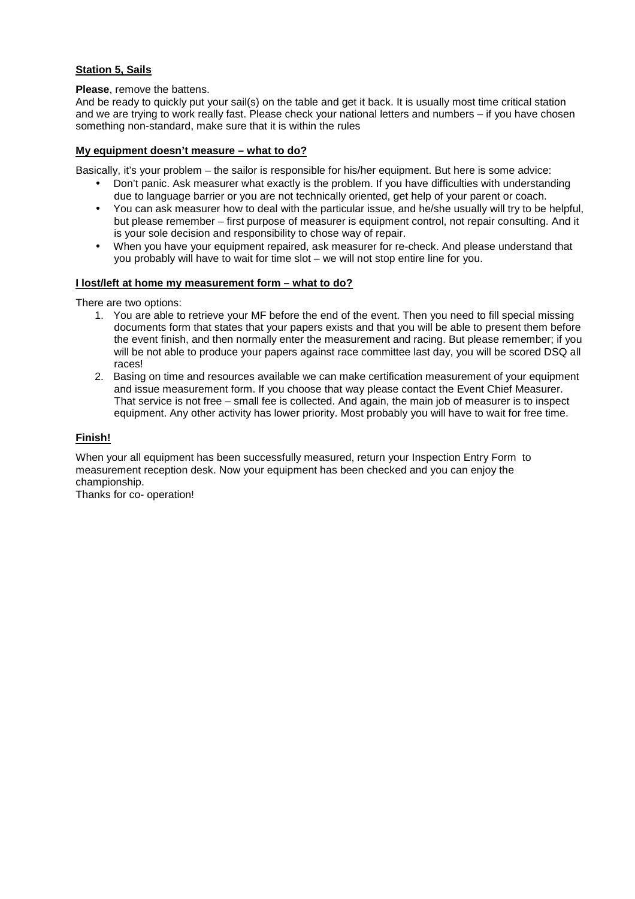**Station 5, Sails**

**Please**, remove the battens.
And be ready to quickly put your sail(s) on the table and get it back. It is usually most time critical station and we are trying to work really fast. Please check your national letters and numbers – if you have chosen something non-standard, make sure that it is within the rules

**My equipment doesn't measure – what to do?**

Basically, it's your problem – the sailor is responsible for his/her equipment. But here is some advice:

- Don't panic. Ask measurer what exactly is the problem. If you have difficulties with understanding due to language barrier or you are not technically oriented, get help of your parent or coach.
- You can ask measurer how to deal with the particular issue, and he/she usually will try to be helpful, but please remember – first purpose of measurer is equipment control, not repair consulting. And it is your sole decision and responsibility to chose way of repair.
- When you have your equipment repaired, ask measurer for re-check. And please understand that you probably will have to wait for time slot – we will not stop entire line for you.

**I lost/left at home my measurement form – what to do?**

There are two options:

1. You are able to retrieve your MF before the end of the event. Then you need to fill special missing documents form that states that your papers exists and that you will be able to present them before the event finish, and then normally enter the measurement and racing. But please remember; if you will be not able to produce your papers against race committee last day, you will be scored DSQ all races!
2. Basing on time and resources available we can make certification measurement of your equipment and issue measurement form. If you choose that way please contact the Event Chief Measurer. That service is not free – small fee is collected. And again, the main job of measurer is to inspect equipment. Any other activity has lower priority. Most probably you will have to wait for free time.

**Finish!**

When your all equipment has been successfully measured, return your Inspection Entry Form to measurement reception desk. Now your equipment has been checked and you can enjoy the championship.
Thanks for co- operation!